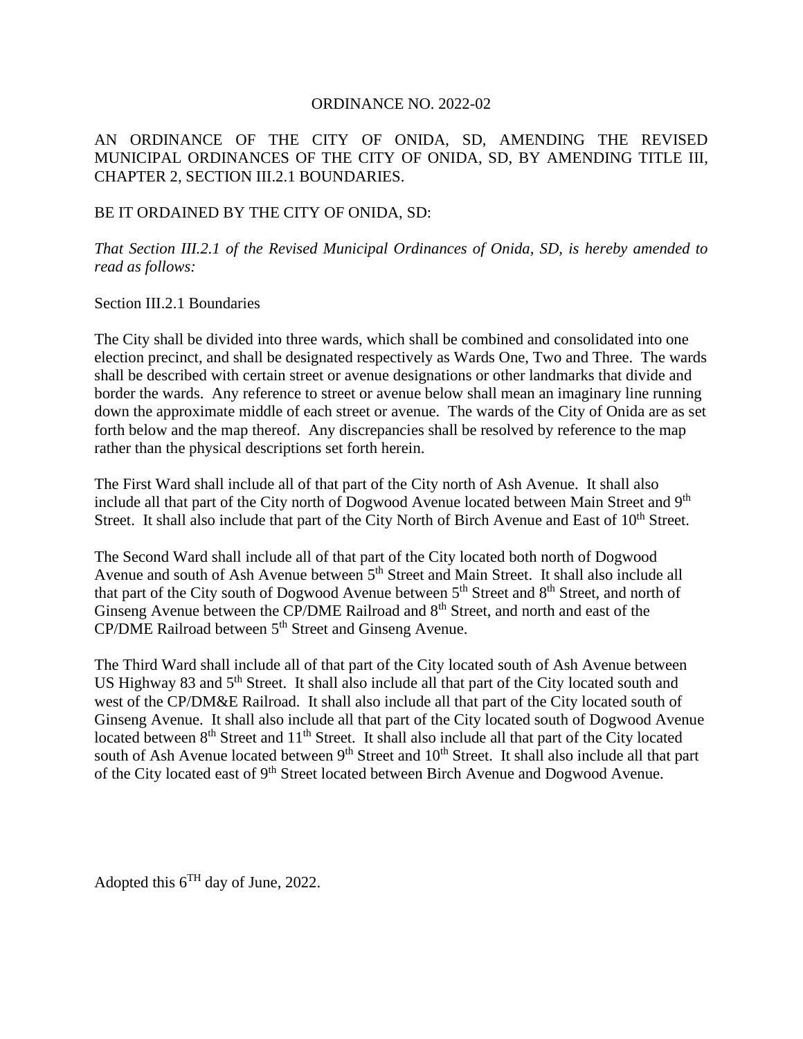# ORDINANCE NO. 2022-02

AN ORDINANCE OF THE CITY OF ONIDA, SD, AMENDING THE REVISED MUNICIPAL ORDINANCES OF THE CITY OF ONIDA, SD, BY AMENDING TITLE III, CHAPTER 2, SECTION III.2.1 BOUNDARIES.

BE IT ORDAINED BY THE CITY OF ONIDA, SD:

*That Section III.2.1 of the Revised Municipal Ordinances of Onida, SD, is hereby amended to read as follows:*

Section III.2.1 Boundaries

The City shall be divided into three wards, which shall be combined and consolidated into one election precinct, and shall be designated respectively as Wards One, Two and Three. The wards shall be described with certain street or avenue designations or other landmarks that divide and border the wards. Any reference to street or avenue below shall mean an imaginary line running down the approximate middle of each street or avenue. The wards of the City of Onida are as set forth below and the map thereof. Any discrepancies shall be resolved by reference to the map rather than the physical descriptions set forth herein.

The First Ward shall include all of that part of the City north of Ash Avenue. It shall also include all that part of the City north of Dogwood Avenue located between Main Street and 9th Street. It shall also include that part of the City North of Birch Avenue and East of 10th Street.

The Second Ward shall include all of that part of the City located both north of Dogwood Avenue and south of Ash Avenue between 5th Street and Main Street. It shall also include all that part of the City south of Dogwood Avenue between 5th Street and 8th Street, and north of Ginseng Avenue between the CP/DME Railroad and 8th Street, and north and east of the CP/DME Railroad between 5th Street and Ginseng Avenue.

The Third Ward shall include all of that part of the City located south of Ash Avenue between US Highway 83 and 5th Street. It shall also include all that part of the City located south and west of the CP/DM&E Railroad. It shall also include all that part of the City located south of Ginseng Avenue. It shall also include all that part of the City located south of Dogwood Avenue located between 8th Street and 11th Street. It shall also include all that part of the City located south of Ash Avenue located between 9th Street and 10th Street. It shall also include all that part of the City located east of 9th Street located between Birch Avenue and Dogwood Avenue.

Adopted this 6TH day of June, 2022.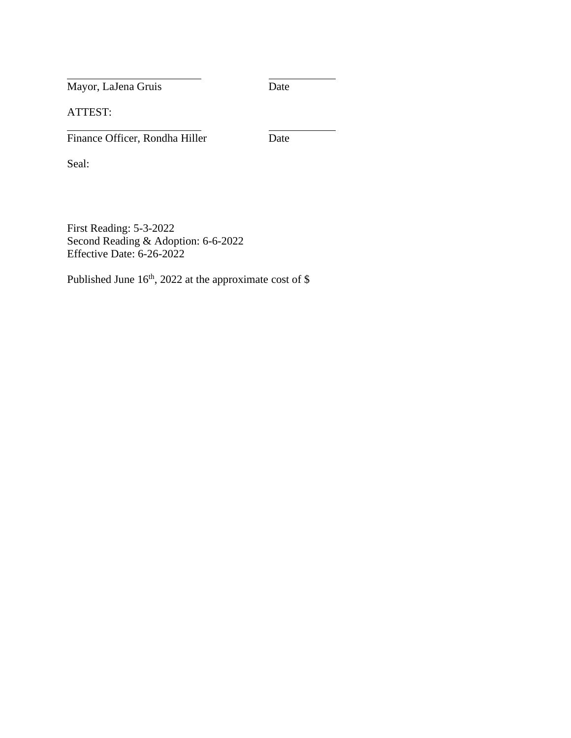\_\_\_\_\_\_\_\_\_\_\_\_\_\_\_\_\_\_\_\_\_\_\_\_\_ \_\_\_\_\_\_\_\_\_\_\_\_

Mayor, LaJena Gruis Date

ATTEST:

\_\_\_\_\_\_\_\_\_\_\_\_\_\_\_\_\_\_\_\_\_\_\_\_\_ \_\_\_\_\_\_\_\_\_\_\_\_

Finance Officer, Rondha Hiller Date

Seal:

First Reading: 5-3-2022
Second Reading & Adoption: 6-6-2022
Effective Date: 6-26-2022

Published June 16th, 2022 at the approximate cost of $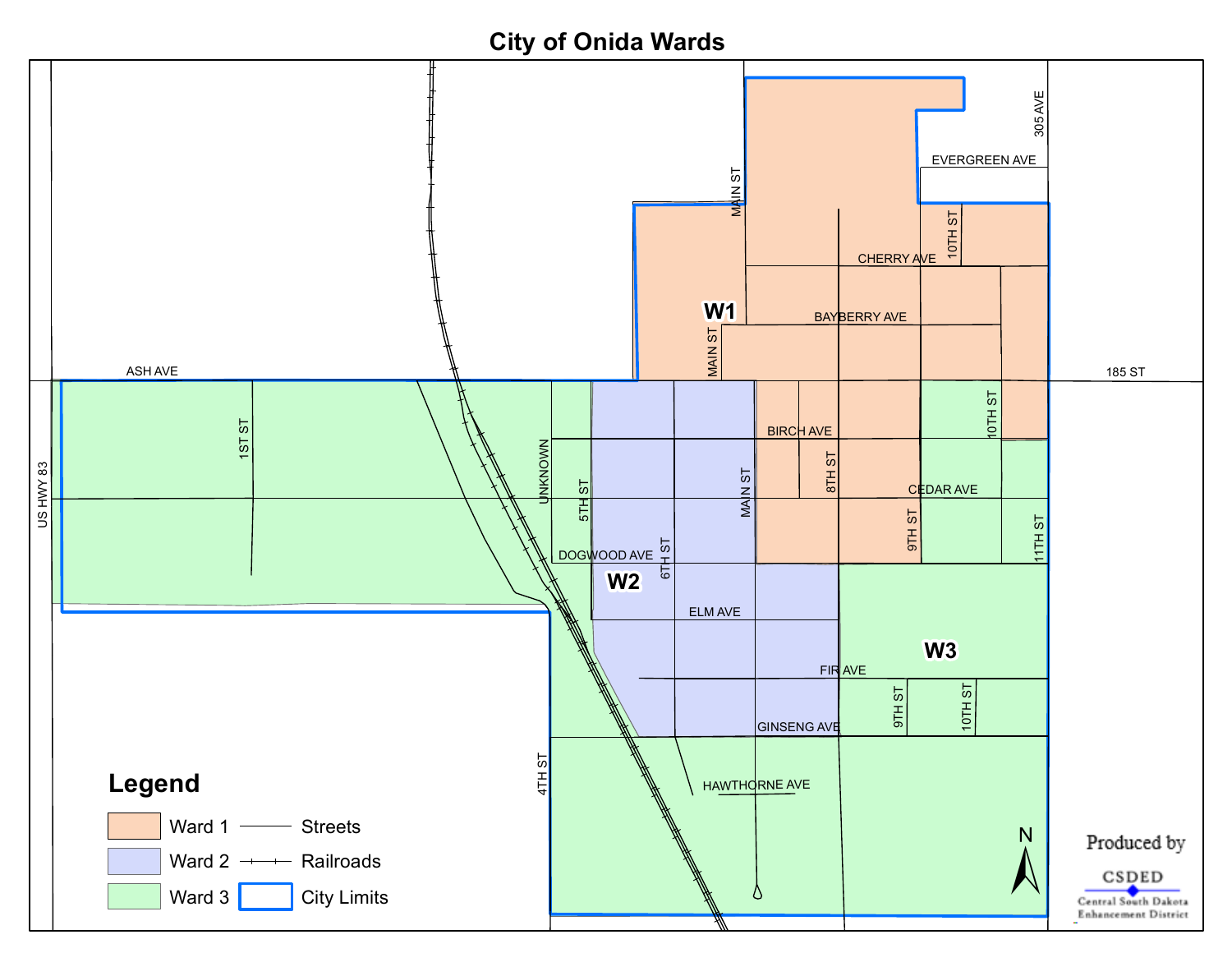# City of Onida Wards

ASH AVE

185 ST

US HWY 83

1ST ST

UNKNOWN

5TH ST

6TH ST

MAIN ST

8TH ST

9TH ST

10TH ST

11TH ST

305 AVE

EVERGREEN AVE

CHERRY AVE

BAYBERRY AVE

BIRCH AVE

CEDAR AVE

DOGWOOD AVE

ELM AVE

FIR AVE

GINSENG AVE

HAWTHORNE AVE

4TH ST

W1

W2

W3

N

## Legend

Ward 1

Ward 2

Ward 3

Streets

Railroads

City Limits

Produced by

CSDED

Central South Dakota Enhancement District